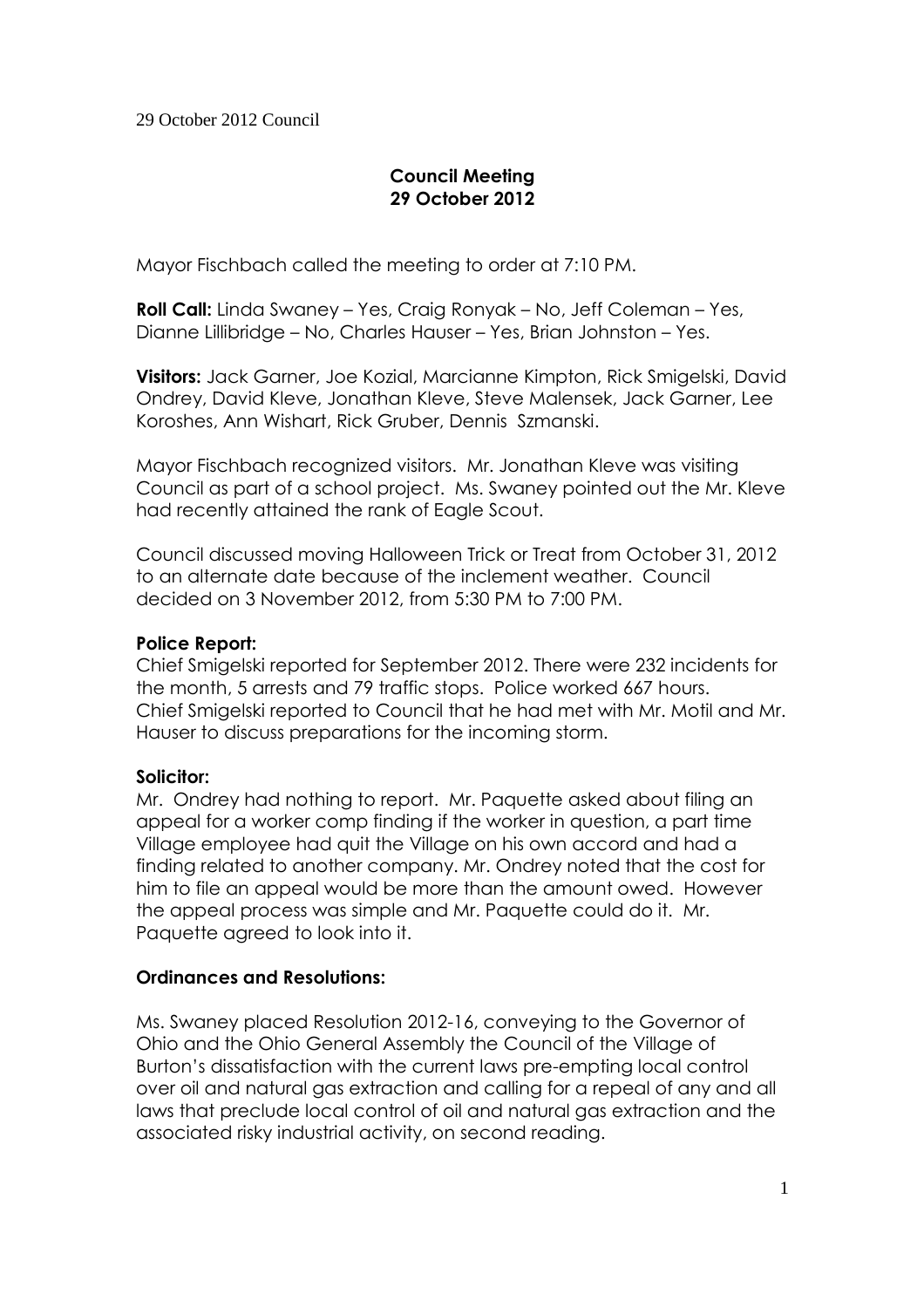29 October 2012 Council

**Council Meeting**
**29 October 2012**

Mayor Fischbach called the meeting to order at 7:10 PM.

**Roll Call:** Linda Swaney – Yes, Craig Ronyak – No, Jeff Coleman – Yes, Dianne Lillibridge – No, Charles Hauser – Yes, Brian Johnston – Yes.

**Visitors:** Jack Garner, Joe Kozial, Marcianne Kimpton, Rick Smigelski, David Ondrey, David Kleve, Jonathan Kleve, Steve Malensek, Jack Garner, Lee Koroshes, Ann Wishart, Rick Gruber, Dennis Szmanski.

Mayor Fischbach recognized visitors. Mr. Jonathan Kleve was visiting Council as part of a school project. Ms. Swaney pointed out the Mr. Kleve had recently attained the rank of Eagle Scout.

Council discussed moving Halloween Trick or Treat from October 31, 2012 to an alternate date because of the inclement weather. Council decided on 3 November 2012, from 5:30 PM to 7:00 PM.

**Police Report:**
Chief Smigelski reported for September 2012. There were 232 incidents for the month, 5 arrests and 79 traffic stops. Police worked 667 hours. Chief Smigelski reported to Council that he had met with Mr. Motil and Mr. Hauser to discuss preparations for the incoming storm.

**Solicitor:**
Mr. Ondrey had nothing to report. Mr. Paquette asked about filing an appeal for a worker comp finding if the worker in question, a part time Village employee had quit the Village on his own accord and had a finding related to another company. Mr. Ondrey noted that the cost for him to file an appeal would be more than the amount owed. However the appeal process was simple and Mr. Paquette could do it. Mr. Paquette agreed to look into it.

**Ordinances and Resolutions:**

Ms. Swaney placed Resolution 2012-16, conveying to the Governor of Ohio and the Ohio General Assembly the Council of the Village of Burton's dissatisfaction with the current laws pre-empting local control over oil and natural gas extraction and calling for a repeal of any and all laws that preclude local control of oil and natural gas extraction and the associated risky industrial activity, on second reading.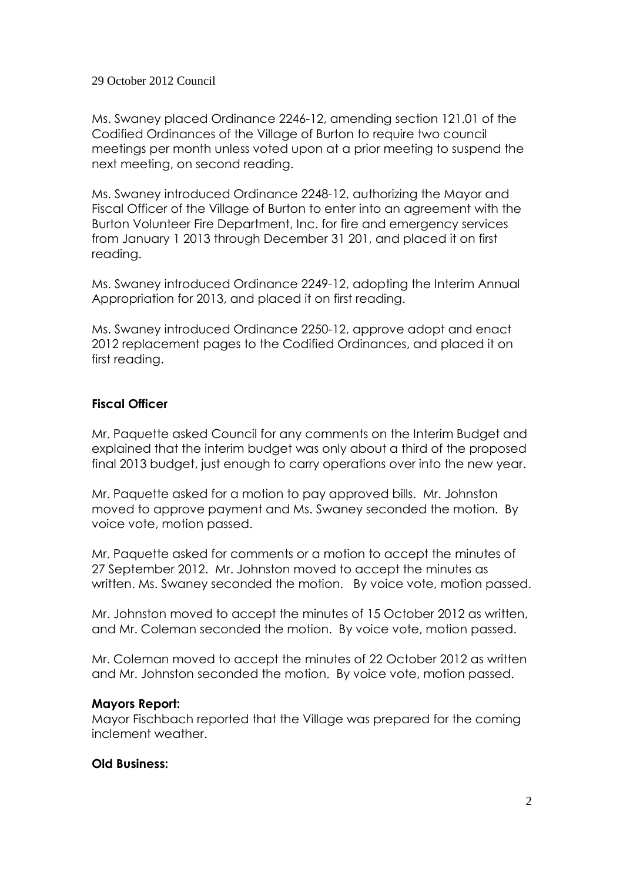29 October 2012 Council

Ms. Swaney placed Ordinance 2246-12, amending section 121.01 of the Codified Ordinances of the Village of Burton to require two council meetings per month unless voted upon at a prior meeting to suspend the next meeting, on second reading.

Ms. Swaney introduced Ordinance 2248-12, authorizing the Mayor and Fiscal Officer of the Village of Burton to enter into an agreement with the Burton Volunteer Fire Department, Inc. for fire and emergency services from January 1 2013 through December 31 201, and placed it on first reading.

Ms. Swaney introduced Ordinance 2249-12, adopting the Interim Annual Appropriation for 2013, and placed it on first reading.

Ms. Swaney introduced Ordinance 2250-12, approve adopt and enact 2012 replacement pages to the Codified Ordinances, and placed it on first reading.

**Fiscal Officer**

Mr. Paquette asked Council for any comments on the Interim Budget and explained that the interim budget was only about a third of the proposed final 2013 budget, just enough to carry operations over into the new year.

Mr. Paquette asked for a motion to pay approved bills. Mr. Johnston moved to approve payment and Ms. Swaney seconded the motion. By voice vote, motion passed.

Mr. Paquette asked for comments or a motion to accept the minutes of 27 September 2012. Mr. Johnston moved to accept the minutes as written. Ms. Swaney seconded the motion. By voice vote, motion passed.

Mr. Johnston moved to accept the minutes of 15 October 2012 as written, and Mr. Coleman seconded the motion. By voice vote, motion passed.

Mr. Coleman moved to accept the minutes of 22 October 2012 as written and Mr. Johnston seconded the motion. By voice vote, motion passed.

**Mayors Report:**

Mayor Fischbach reported that the Village was prepared for the coming inclement weather.

**Old Business:**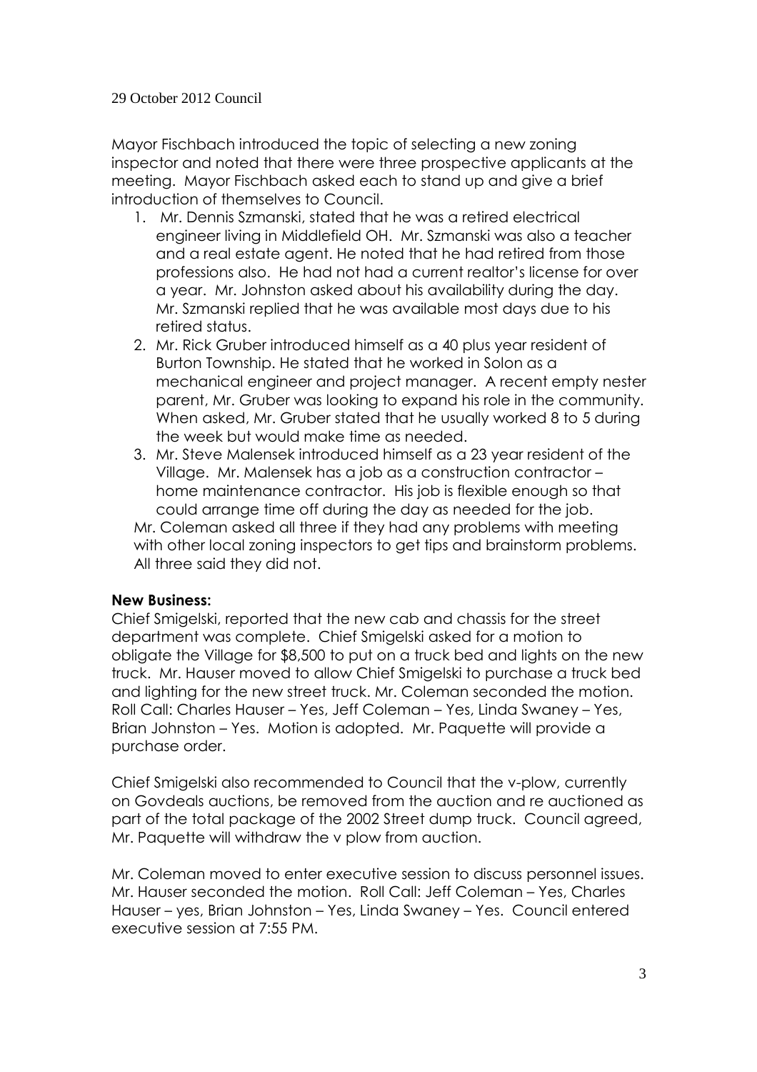29 October 2012 Council

Mayor Fischbach introduced the topic of selecting a new zoning inspector and noted that there were three prospective applicants at the meeting. Mayor Fischbach asked each to stand up and give a brief introduction of themselves to Council.

1. Mr. Dennis Szmanski, stated that he was a retired electrical engineer living in Middlefield OH. Mr. Szmanski was also a teacher and a real estate agent. He noted that he had retired from those professions also. He had not had a current realtor's license for over a year. Mr. Johnston asked about his availability during the day. Mr. Szmanski replied that he was available most days due to his retired status.
2. Mr. Rick Gruber introduced himself as a 40 plus year resident of Burton Township. He stated that he worked in Solon as a mechanical engineer and project manager. A recent empty nester parent, Mr. Gruber was looking to expand his role in the community. When asked, Mr. Gruber stated that he usually worked 8 to 5 during the week but would make time as needed.
3. Mr. Steve Malensek introduced himself as a 23 year resident of the Village. Mr. Malensek has a job as a construction contractor – home maintenance contractor. His job is flexible enough so that could arrange time off during the day as needed for the job.

Mr. Coleman asked all three if they had any problems with meeting with other local zoning inspectors to get tips and brainstorm problems. All three said they did not.

**New Business:**

Chief Smigelski, reported that the new cab and chassis for the street department was complete. Chief Smigelski asked for a motion to obligate the Village for $8,500 to put on a truck bed and lights on the new truck. Mr. Hauser moved to allow Chief Smigelski to purchase a truck bed and lighting for the new street truck. Mr. Coleman seconded the motion. Roll Call: Charles Hauser – Yes, Jeff Coleman – Yes, Linda Swaney – Yes, Brian Johnston – Yes. Motion is adopted. Mr. Paquette will provide a purchase order.

Chief Smigelski also recommended to Council that the v-plow, currently on Govdeals auctions, be removed from the auction and re auctioned as part of the total package of the 2002 Street dump truck. Council agreed, Mr. Paquette will withdraw the v plow from auction.

Mr. Coleman moved to enter executive session to discuss personnel issues. Mr. Hauser seconded the motion. Roll Call: Jeff Coleman – Yes, Charles Hauser – yes, Brian Johnston – Yes, Linda Swaney – Yes. Council entered executive session at 7:55 PM.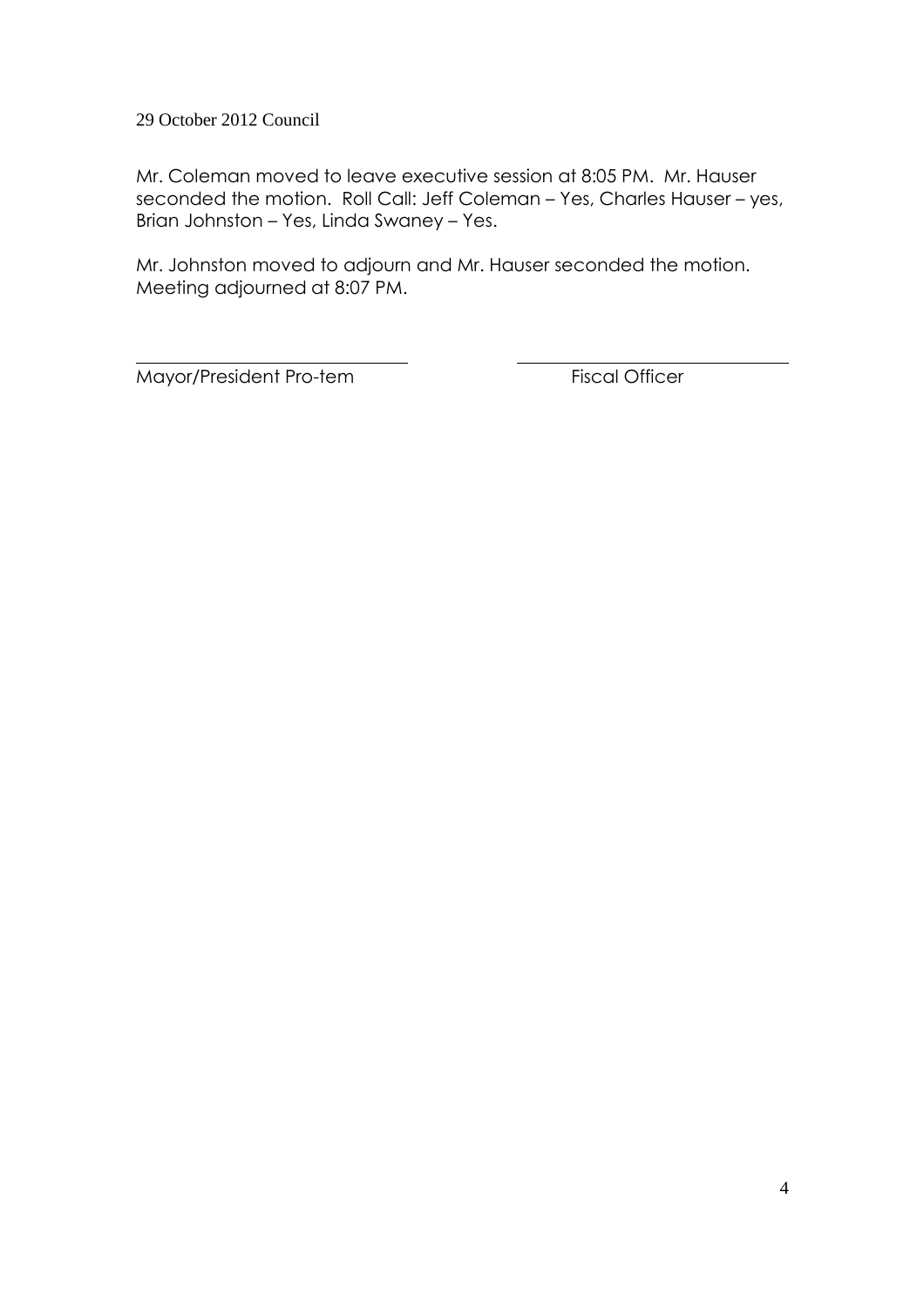29 October 2012 Council

Mr. Coleman moved to leave executive session at 8:05 PM. Mr. Hauser seconded the motion. Roll Call: Jeff Coleman – Yes, Charles Hauser – yes, Brian Johnston – Yes, Linda Swaney – Yes.

Mr. Johnston moved to adjourn and Mr. Hauser seconded the motion. Meeting adjourned at 8:07 PM.

______________________________ ______________________________

Mayor/President Pro-tem Fiscal Officer